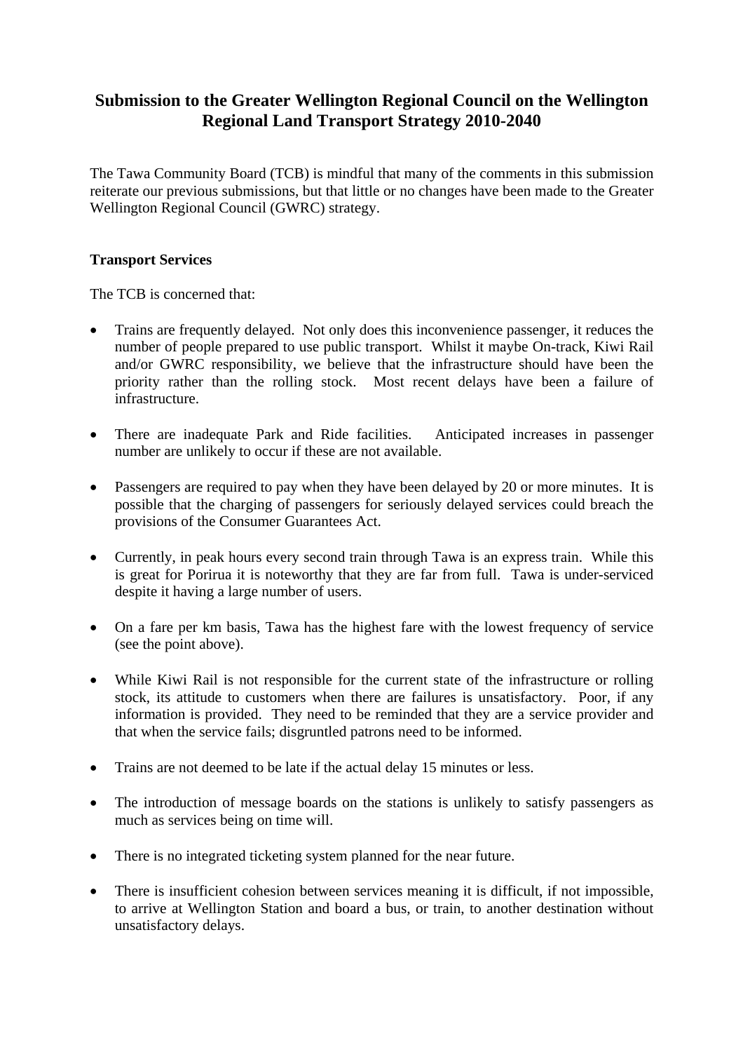# Submission to the Greater Wellington Regional Council on the Wellington Regional Land Transport Strategy 2010-2040

The Tawa Community Board (TCB) is mindful that many of the comments in this submission reiterate our previous submissions, but that little or no changes have been made to the Greater Wellington Regional Council (GWRC) strategy.

**Transport Services**

The TCB is concerned that:

- Trains are frequently delayed. Not only does this inconvenience passenger, it reduces the number of people prepared to use public transport. Whilst it maybe On-track, Kiwi Rail and/or GWRC responsibility, we believe that the infrastructure should have been the priority rather than the rolling stock. Most recent delays have been a failure of infrastructure.

- There are inadequate Park and Ride facilities. Anticipated increases in passenger number are unlikely to occur if these are not available.

- Passengers are required to pay when they have been delayed by 20 or more minutes. It is possible that the charging of passengers for seriously delayed services could breach the provisions of the Consumer Guarantees Act.

- Currently, in peak hours every second train through Tawa is an express train. While this is great for Porirua it is noteworthy that they are far from full. Tawa is under-serviced despite it having a large number of users.

- On a fare per km basis, Tawa has the highest fare with the lowest frequency of service (see the point above).

- While Kiwi Rail is not responsible for the current state of the infrastructure or rolling stock, its attitude to customers when there are failures is unsatisfactory. Poor, if any information is provided. They need to be reminded that they are a service provider and that when the service fails; disgruntled patrons need to be informed.

- Trains are not deemed to be late if the actual delay 15 minutes or less.

- The introduction of message boards on the stations is unlikely to satisfy passengers as much as services being on time will.

- There is no integrated ticketing system planned for the near future.

- There is insufficient cohesion between services meaning it is difficult, if not impossible, to arrive at Wellington Station and board a bus, or train, to another destination without unsatisfactory delays.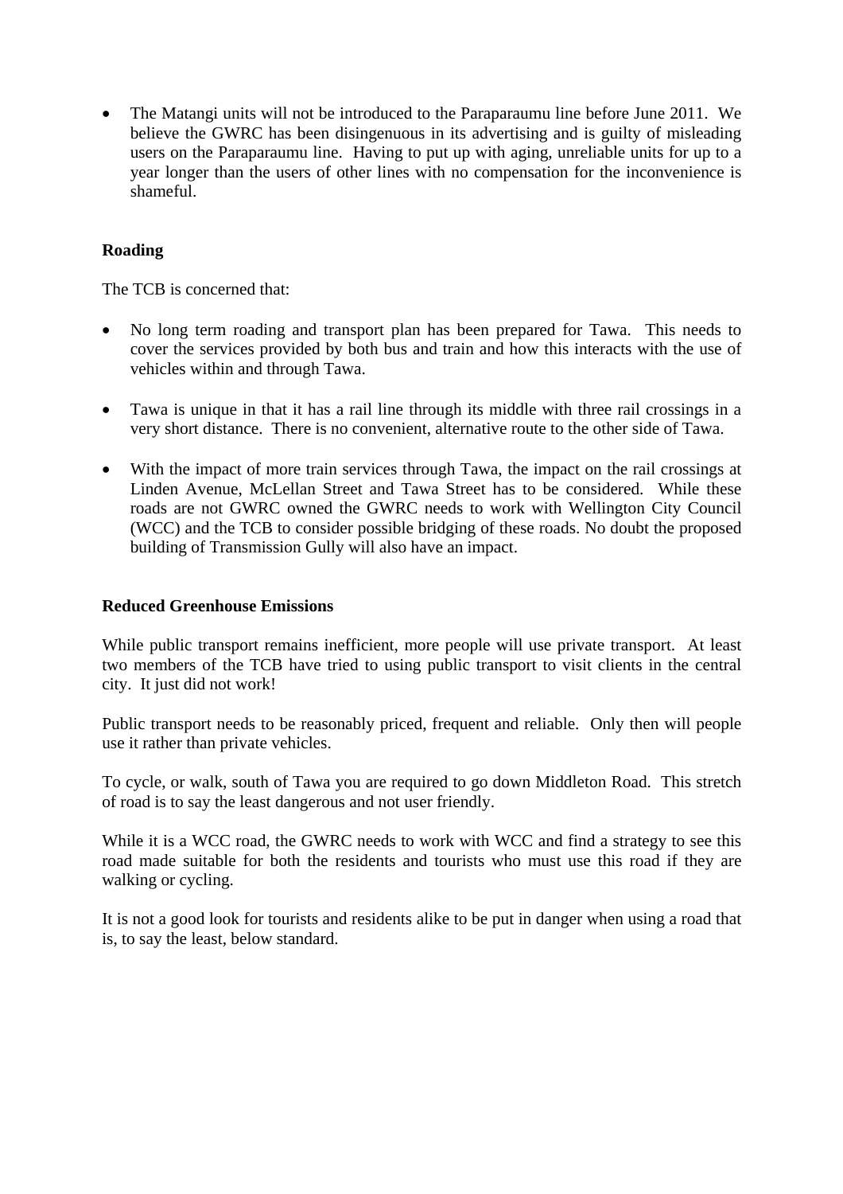- The Matangi units will not be introduced to the Paraparaumu line before June 2011. We believe the GWRC has been disingenuous in its advertising and is guilty of misleading users on the Paraparaumu line. Having to put up with aging, unreliable units for up to a year longer than the users of other lines with no compensation for the inconvenience is shameful.

**Roading**

The TCB is concerned that:

- No long term roading and transport plan has been prepared for Tawa. This needs to cover the services provided by both bus and train and how this interacts with the use of vehicles within and through Tawa.

- Tawa is unique in that it has a rail line through its middle with three rail crossings in a very short distance. There is no convenient, alternative route to the other side of Tawa.

- With the impact of more train services through Tawa, the impact on the rail crossings at Linden Avenue, McLellan Street and Tawa Street has to be considered. While these roads are not GWRC owned the GWRC needs to work with Wellington City Council (WCC) and the TCB to consider possible bridging of these roads. No doubt the proposed building of Transmission Gully will also have an impact.

**Reduced Greenhouse Emissions**

While public transport remains inefficient, more people will use private transport. At least two members of the TCB have tried to using public transport to visit clients in the central city. It just did not work!

Public transport needs to be reasonably priced, frequent and reliable. Only then will people use it rather than private vehicles.

To cycle, or walk, south of Tawa you are required to go down Middleton Road. This stretch of road is to say the least dangerous and not user friendly.

While it is a WCC road, the GWRC needs to work with WCC and find a strategy to see this road made suitable for both the residents and tourists who must use this road if they are walking or cycling.

It is not a good look for tourists and residents alike to be put in danger when using a road that is, to say the least, below standard.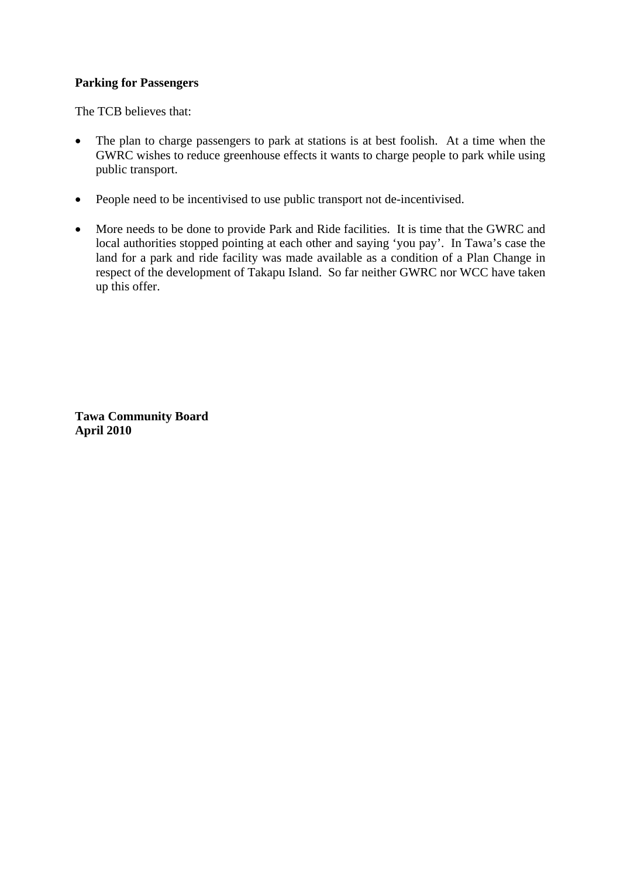**Parking for Passengers**

The TCB believes that:

- The plan to charge passengers to park at stations is at best foolish. At a time when the GWRC wishes to reduce greenhouse effects it wants to charge people to park while using public transport.

- People need to be incentivised to use public transport not de-incentivised.

- More needs to be done to provide Park and Ride facilities. It is time that the GWRC and local authorities stopped pointing at each other and saying 'you pay'. In Tawa's case the land for a park and ride facility was made available as a condition of a Plan Change in respect of the development of Takapu Island. So far neither GWRC nor WCC have taken up this offer.

**Tawa Community Board**
**April 2010**